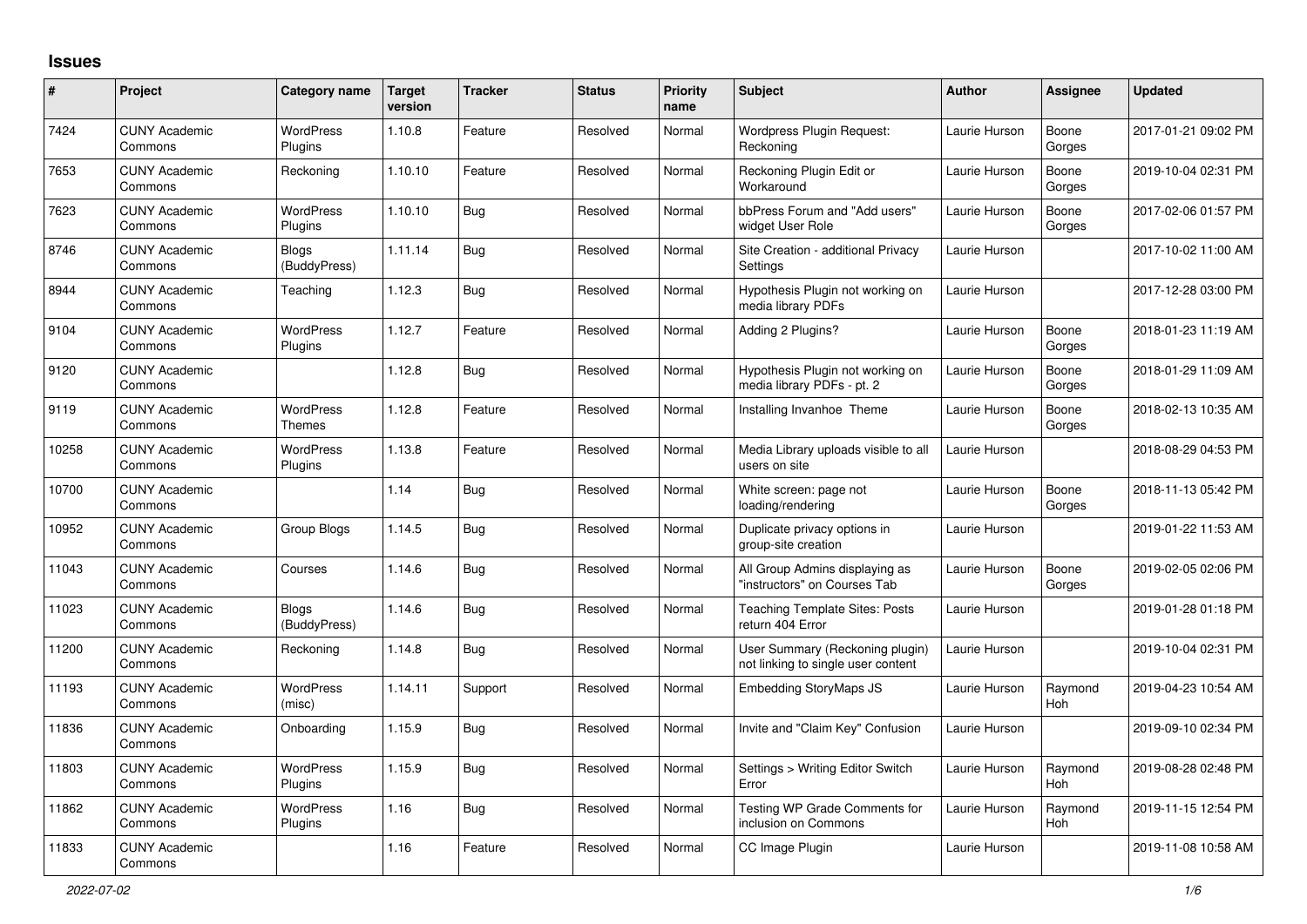# Issues

| # | Project | Category name | Target version | Tracker | Status | Priority name | Subject | Author | Assignee | Updated |
|---|---|---|---|---|---|---|---|---|---|---|
| 7424 | CUNY Academic Commons | WordPress Plugins | 1.10.8 | Feature | Resolved | Normal | Wordpress Plugin Request: Reckoning | Laurie Hurson | Boone Gorges | 2017-01-21 09:02 PM |
| 7653 | CUNY Academic Commons | Reckoning | 1.10.10 | Feature | Resolved | Normal | Reckoning Plugin Edit or Workaround | Laurie Hurson | Boone Gorges | 2019-10-04 02:31 PM |
| 7623 | CUNY Academic Commons | WordPress Plugins | 1.10.10 | Bug | Resolved | Normal | bbPress Forum and "Add users" widget User Role | Laurie Hurson | Boone Gorges | 2017-02-06 01:57 PM |
| 8746 | CUNY Academic Commons | Blogs (BuddyPress) | 1.11.14 | Bug | Resolved | Normal | Site Creation - additional Privacy Settings | Laurie Hurson | | 2017-10-02 11:00 AM |
| 8944 | CUNY Academic Commons | Teaching | 1.12.3 | Bug | Resolved | Normal | Hypothesis Plugin not working on media library PDFs | Laurie Hurson | | 2017-12-28 03:00 PM |
| 9104 | CUNY Academic Commons | WordPress Plugins | 1.12.7 | Feature | Resolved | Normal | Adding 2 Plugins? | Laurie Hurson | Boone Gorges | 2018-01-23 11:19 AM |
| 9120 | CUNY Academic Commons | | 1.12.8 | Bug | Resolved | Normal | Hypothesis Plugin not working on media library PDFs - pt. 2 | Laurie Hurson | Boone Gorges | 2018-01-29 11:09 AM |
| 9119 | CUNY Academic Commons | WordPress Themes | 1.12.8 | Feature | Resolved | Normal | Installing Invanhoe Theme | Laurie Hurson | Boone Gorges | 2018-02-13 10:35 AM |
| 10258 | CUNY Academic Commons | WordPress Plugins | 1.13.8 | Feature | Resolved | Normal | Media Library uploads visible to all users on site | Laurie Hurson | | 2018-08-29 04:53 PM |
| 10700 | CUNY Academic Commons | | 1.14 | Bug | Resolved | Normal | White screen: page not loading/rendering | Laurie Hurson | Boone Gorges | 2018-11-13 05:42 PM |
| 10952 | CUNY Academic Commons | Group Blogs | 1.14.5 | Bug | Resolved | Normal | Duplicate privacy options in group-site creation | Laurie Hurson | | 2019-01-22 11:53 AM |
| 11043 | CUNY Academic Commons | Courses | 1.14.6 | Bug | Resolved | Normal | All Group Admins displaying as "instructors" on Courses Tab | Laurie Hurson | Boone Gorges | 2019-02-05 02:06 PM |
| 11023 | CUNY Academic Commons | Blogs (BuddyPress) | 1.14.6 | Bug | Resolved | Normal | Teaching Template Sites: Posts return 404 Error | Laurie Hurson | | 2019-01-28 01:18 PM |
| 11200 | CUNY Academic Commons | Reckoning | 1.14.8 | Bug | Resolved | Normal | User Summary (Reckoning plugin) not linking to single user content | Laurie Hurson | | 2019-10-04 02:31 PM |
| 11193 | CUNY Academic Commons | WordPress (misc) | 1.14.11 | Support | Resolved | Normal | Embedding StoryMaps JS | Laurie Hurson | Raymond Hoh | 2019-04-23 10:54 AM |
| 11836 | CUNY Academic Commons | Onboarding | 1.15.9 | Bug | Resolved | Normal | Invite and "Claim Key" Confusion | Laurie Hurson | | 2019-09-10 02:34 PM |
| 11803 | CUNY Academic Commons | WordPress Plugins | 1.15.9 | Bug | Resolved | Normal | Settings > Writing Editor Switch Error | Laurie Hurson | Raymond Hoh | 2019-08-28 02:48 PM |
| 11862 | CUNY Academic Commons | WordPress Plugins | 1.16 | Bug | Resolved | Normal | Testing WP Grade Comments for inclusion on Commons | Laurie Hurson | Raymond Hoh | 2019-11-15 12:54 PM |
| 11833 | CUNY Academic Commons | | 1.16 | Feature | Resolved | Normal | CC Image Plugin | Laurie Hurson | | 2019-11-08 10:58 AM |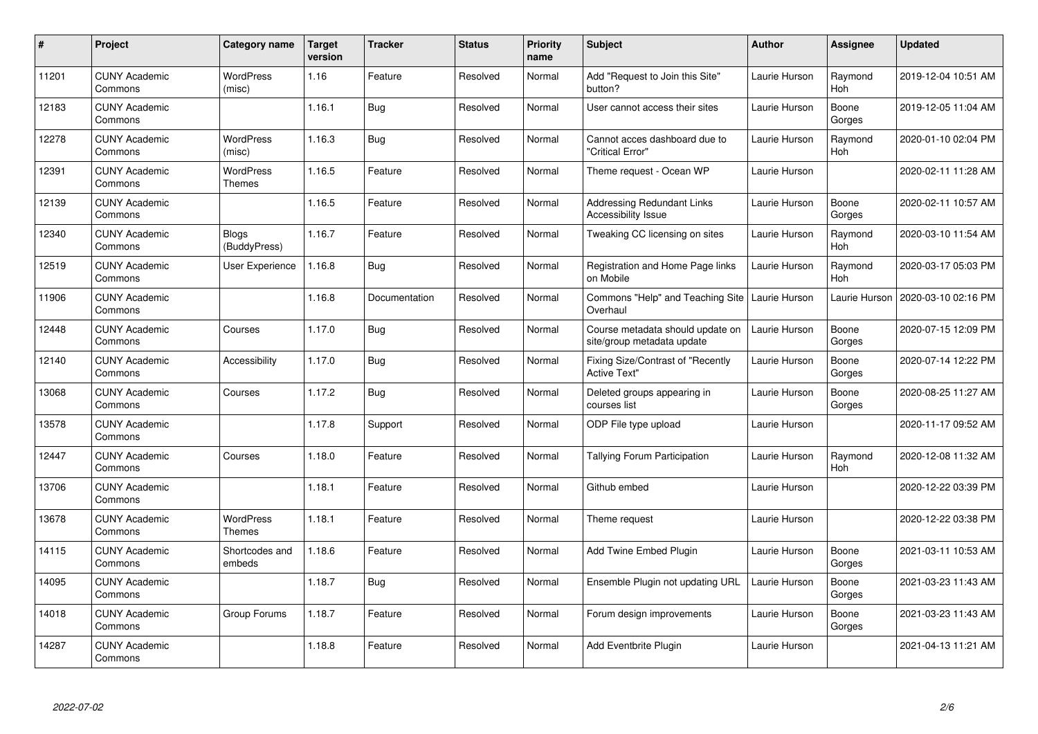| # | Project | Category name | Target version | Tracker | Status | Priority name | Subject | Author | Assignee | Updated |
|---|---|---|---|---|---|---|---|---|---|---|
| 11201 | CUNY Academic Commons | WordPress (misc) | 1.16 | Feature | Resolved | Normal | Add "Request to Join this Site" button? | Laurie Hurson | Raymond Hoh | 2019-12-04 10:51 AM |
| 12183 | CUNY Academic Commons | | 1.16.1 | Bug | Resolved | Normal | User cannot access their sites | Laurie Hurson | Boone Gorges | 2019-12-05 11:04 AM |
| 12278 | CUNY Academic Commons | WordPress (misc) | 1.16.3 | Bug | Resolved | Normal | Cannot acces dashboard due to "Critical Error" | Laurie Hurson | Raymond Hoh | 2020-01-10 02:04 PM |
| 12391 | CUNY Academic Commons | WordPress Themes | 1.16.5 | Feature | Resolved | Normal | Theme request - Ocean WP | Laurie Hurson | | 2020-02-11 11:28 AM |
| 12139 | CUNY Academic Commons | | 1.16.5 | Feature | Resolved | Normal | Addressing Redundant Links Accessibility Issue | Laurie Hurson | Boone Gorges | 2020-02-11 10:57 AM |
| 12340 | CUNY Academic Commons | Blogs (BuddyPress) | 1.16.7 | Feature | Resolved | Normal | Tweaking CC licensing on sites | Laurie Hurson | Raymond Hoh | 2020-03-10 11:54 AM |
| 12519 | CUNY Academic Commons | User Experience | 1.16.8 | Bug | Resolved | Normal | Registration and Home Page links on Mobile | Laurie Hurson | Raymond Hoh | 2020-03-17 05:03 PM |
| 11906 | CUNY Academic Commons | | 1.16.8 | Documentation | Resolved | Normal | Commons "Help" and Teaching Site Overhaul | Laurie Hurson | Laurie Hurson | 2020-03-10 02:16 PM |
| 12448 | CUNY Academic Commons | Courses | 1.17.0 | Bug | Resolved | Normal | Course metadata should update on site/group metadata update | Laurie Hurson | Boone Gorges | 2020-07-15 12:09 PM |
| 12140 | CUNY Academic Commons | Accessibility | 1.17.0 | Bug | Resolved | Normal | Fixing Size/Contrast of "Recently Active Text" | Laurie Hurson | Boone Gorges | 2020-07-14 12:22 PM |
| 13068 | CUNY Academic Commons | Courses | 1.17.2 | Bug | Resolved | Normal | Deleted groups appearing in courses list | Laurie Hurson | Boone Gorges | 2020-08-25 11:27 AM |
| 13578 | CUNY Academic Commons | | 1.17.8 | Support | Resolved | Normal | ODP File type upload | Laurie Hurson | | 2020-11-17 09:52 AM |
| 12447 | CUNY Academic Commons | Courses | 1.18.0 | Feature | Resolved | Normal | Tallying Forum Participation | Laurie Hurson | Raymond Hoh | 2020-12-08 11:32 AM |
| 13706 | CUNY Academic Commons | | 1.18.1 | Feature | Resolved | Normal | Github embed | Laurie Hurson | | 2020-12-22 03:39 PM |
| 13678 | CUNY Academic Commons | WordPress Themes | 1.18.1 | Feature | Resolved | Normal | Theme request | Laurie Hurson | | 2020-12-22 03:38 PM |
| 14115 | CUNY Academic Commons | Shortcodes and embeds | 1.18.6 | Feature | Resolved | Normal | Add Twine Embed Plugin | Laurie Hurson | Boone Gorges | 2021-03-11 10:53 AM |
| 14095 | CUNY Academic Commons | | 1.18.7 | Bug | Resolved | Normal | Ensemble Plugin not updating URL | Laurie Hurson | Boone Gorges | 2021-03-23 11:43 AM |
| 14018 | CUNY Academic Commons | Group Forums | 1.18.7 | Feature | Resolved | Normal | Forum design improvements | Laurie Hurson | Boone Gorges | 2021-03-23 11:43 AM |
| 14287 | CUNY Academic Commons | | 1.18.8 | Feature | Resolved | Normal | Add Eventbrite Plugin | Laurie Hurson | | 2021-04-13 11:21 AM |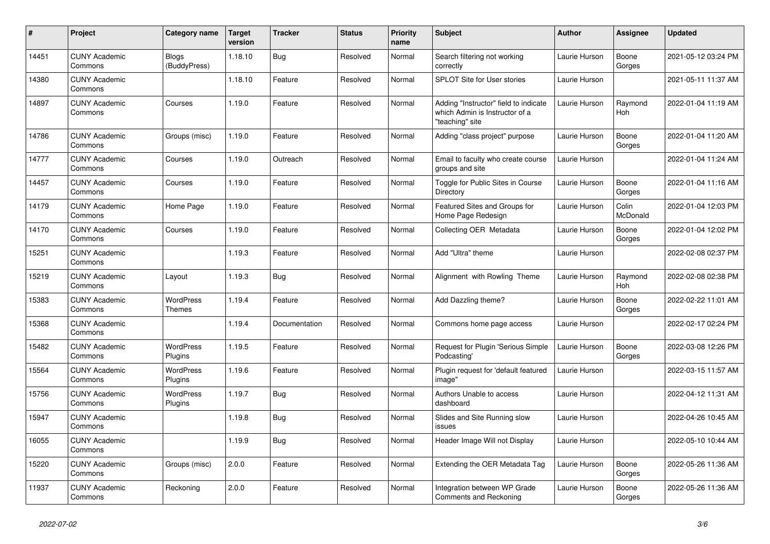| # | Project | Category name | Target version | Tracker | Status | Priority name | Subject | Author | Assignee | Updated |
|---|---|---|---|---|---|---|---|---|---|---|
| 14451 | CUNY Academic Commons | Blogs (BuddyPress) | 1.18.10 | Bug | Resolved | Normal | Search filtering not working correctly | Laurie Hurson | Boone Gorges | 2021-05-12 03:24 PM |
| 14380 | CUNY Academic Commons | | 1.18.10 | Feature | Resolved | Normal | SPLOT Site for User stories | Laurie Hurson | | 2021-05-11 11:37 AM |
| 14897 | CUNY Academic Commons | Courses | 1.19.0 | Feature | Resolved | Normal | Adding "Instructor" field to indicate which Admin is Instructor of a "teaching" site | Laurie Hurson | Raymond Hoh | 2022-01-04 11:19 AM |
| 14786 | CUNY Academic Commons | Groups (misc) | 1.19.0 | Feature | Resolved | Normal | Adding "class project" purpose | Laurie Hurson | Boone Gorges | 2022-01-04 11:20 AM |
| 14777 | CUNY Academic Commons | Courses | 1.19.0 | Outreach | Resolved | Normal | Email to faculty who create course groups and site | Laurie Hurson | | 2022-01-04 11:24 AM |
| 14457 | CUNY Academic Commons | Courses | 1.19.0 | Feature | Resolved | Normal | Toggle for Public Sites in Course Directory | Laurie Hurson | Boone Gorges | 2022-01-04 11:16 AM |
| 14179 | CUNY Academic Commons | Home Page | 1.19.0 | Feature | Resolved | Normal | Featured Sites and Groups for Home Page Redesign | Laurie Hurson | Colin McDonald | 2022-01-04 12:03 PM |
| 14170 | CUNY Academic Commons | Courses | 1.19.0 | Feature | Resolved | Normal | Collecting OER Metadata | Laurie Hurson | Boone Gorges | 2022-01-04 12:02 PM |
| 15251 | CUNY Academic Commons | | 1.19.3 | Feature | Resolved | Normal | Add "Ultra" theme | Laurie Hurson | | 2022-02-08 02:37 PM |
| 15219 | CUNY Academic Commons | Layout | 1.19.3 | Bug | Resolved | Normal | Alignment with Rowling Theme | Laurie Hurson | Raymond Hoh | 2022-02-08 02:38 PM |
| 15383 | CUNY Academic Commons | WordPress Themes | 1.19.4 | Feature | Resolved | Normal | Add Dazzling theme? | Laurie Hurson | Boone Gorges | 2022-02-22 11:01 AM |
| 15368 | CUNY Academic Commons | | 1.19.4 | Documentation | Resolved | Normal | Commons home page access | Laurie Hurson | | 2022-02-17 02:24 PM |
| 15482 | CUNY Academic Commons | WordPress Plugins | 1.19.5 | Feature | Resolved | Normal | Request for Plugin 'Serious Simple Podcasting' | Laurie Hurson | Boone Gorges | 2022-03-08 12:26 PM |
| 15564 | CUNY Academic Commons | WordPress Plugins | 1.19.6 | Feature | Resolved | Normal | Plugin request for 'default featured image" | Laurie Hurson | | 2022-03-15 11:57 AM |
| 15756 | CUNY Academic Commons | WordPress Plugins | 1.19.7 | Bug | Resolved | Normal | Authors Unable to access dashboard | Laurie Hurson | | 2022-04-12 11:31 AM |
| 15947 | CUNY Academic Commons | | 1.19.8 | Bug | Resolved | Normal | Slides and Site Running slow issues | Laurie Hurson | | 2022-04-26 10:45 AM |
| 16055 | CUNY Academic Commons | | 1.19.9 | Bug | Resolved | Normal | Header Image Will not Display | Laurie Hurson | | 2022-05-10 10:44 AM |
| 15220 | CUNY Academic Commons | Groups (misc) | 2.0.0 | Feature | Resolved | Normal | Extending the OER Metadata Tag | Laurie Hurson | Boone Gorges | 2022-05-26 11:36 AM |
| 11937 | CUNY Academic Commons | Reckoning | 2.0.0 | Feature | Resolved | Normal | Integration between WP Grade Comments and Reckoning | Laurie Hurson | Boone Gorges | 2022-05-26 11:36 AM |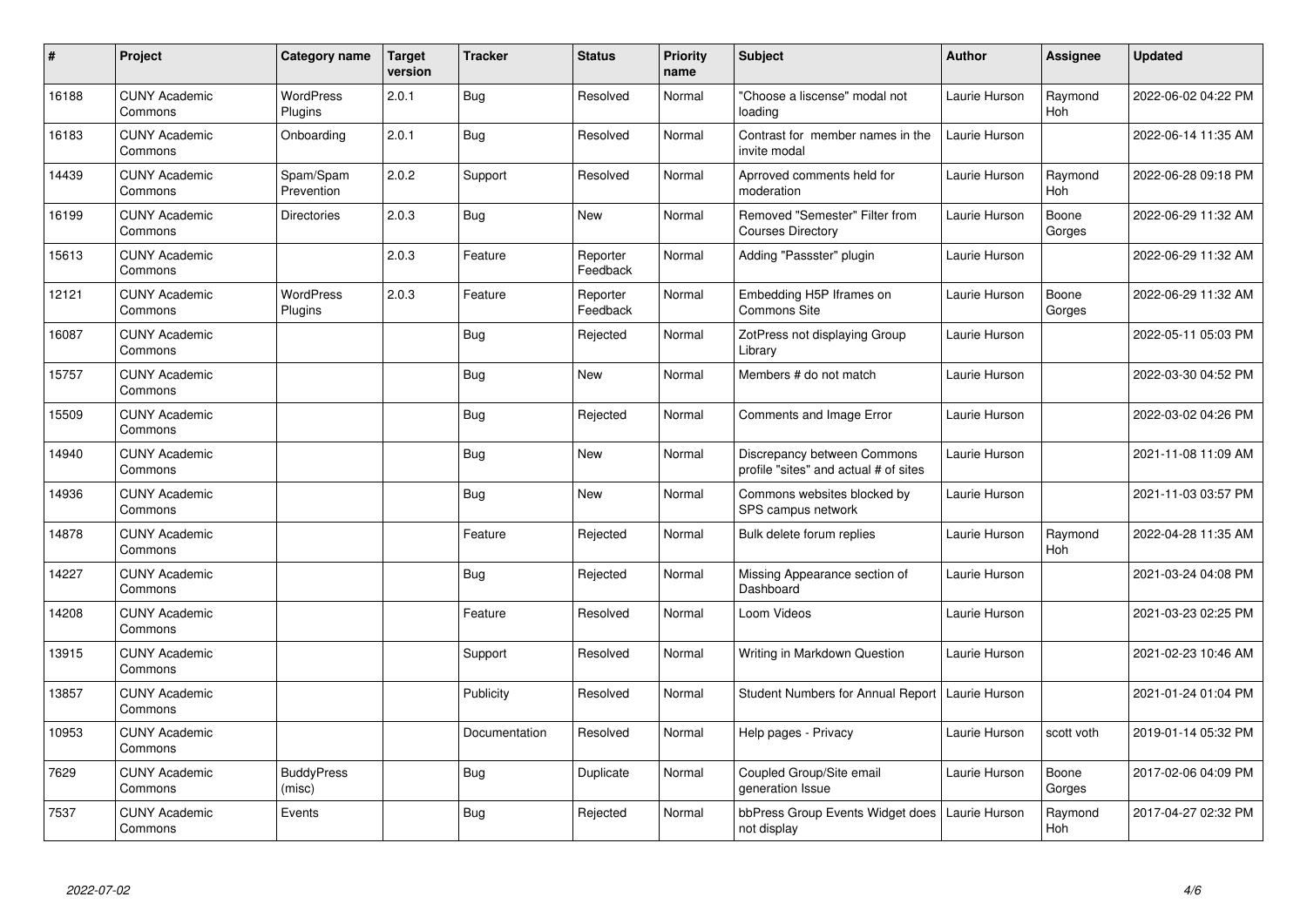| # | Project | Category name | Target version | Tracker | Status | Priority name | Subject | Author | Assignee | Updated |
|---|---|---|---|---|---|---|---|---|---|---|
| 16188 | CUNY Academic Commons | WordPress Plugins | 2.0.1 | Bug | Resolved | Normal | "Choose a liscense" modal not loading | Laurie Hurson | Raymond Hoh | 2022-06-02 04:22 PM |
| 16183 | CUNY Academic Commons | Onboarding | 2.0.1 | Bug | Resolved | Normal | Contrast for member names in the invite modal | Laurie Hurson | | 2022-06-14 11:35 AM |
| 14439 | CUNY Academic Commons | Spam/Spam Prevention | 2.0.2 | Support | Resolved | Normal | Aprroved comments held for moderation | Laurie Hurson | Raymond Hoh | 2022-06-28 09:18 PM |
| 16199 | CUNY Academic Commons | Directories | 2.0.3 | Bug | New | Normal | Removed "Semester" Filter from Courses Directory | Laurie Hurson | Boone Gorges | 2022-06-29 11:32 AM |
| 15613 | CUNY Academic Commons | | 2.0.3 | Feature | Reporter Feedback | Normal | Adding "Passster" plugin | Laurie Hurson | | 2022-06-29 11:32 AM |
| 12121 | CUNY Academic Commons | WordPress Plugins | 2.0.3 | Feature | Reporter Feedback | Normal | Embedding H5P Iframes on Commons Site | Laurie Hurson | Boone Gorges | 2022-06-29 11:32 AM |
| 16087 | CUNY Academic Commons | | | Bug | Rejected | Normal | ZotPress not displaying Group Library | Laurie Hurson | | 2022-05-11 05:03 PM |
| 15757 | CUNY Academic Commons | | | Bug | New | Normal | Members # do not match | Laurie Hurson | | 2022-03-30 04:52 PM |
| 15509 | CUNY Academic Commons | | | Bug | Rejected | Normal | Comments and Image Error | Laurie Hurson | | 2022-03-02 04:26 PM |
| 14940 | CUNY Academic Commons | | | Bug | New | Normal | Discrepancy between Commons profile "sites" and actual # of sites | Laurie Hurson | | 2021-11-08 11:09 AM |
| 14936 | CUNY Academic Commons | | | Bug | New | Normal | Commons websites blocked by SPS campus network | Laurie Hurson | | 2021-11-03 03:57 PM |
| 14878 | CUNY Academic Commons | | | Feature | Rejected | Normal | Bulk delete forum replies | Laurie Hurson | Raymond Hoh | 2022-04-28 11:35 AM |
| 14227 | CUNY Academic Commons | | | Bug | Rejected | Normal | Missing Appearance section of Dashboard | Laurie Hurson | | 2021-03-24 04:08 PM |
| 14208 | CUNY Academic Commons | | | Feature | Resolved | Normal | Loom Videos | Laurie Hurson | | 2021-03-23 02:25 PM |
| 13915 | CUNY Academic Commons | | | Support | Resolved | Normal | Writing in Markdown Question | Laurie Hurson | | 2021-02-23 10:46 AM |
| 13857 | CUNY Academic Commons | | | Publicity | Resolved | Normal | Student Numbers for Annual Report | Laurie Hurson | | 2021-01-24 01:04 PM |
| 10953 | CUNY Academic Commons | | | Documentation | Resolved | Normal | Help pages - Privacy | Laurie Hurson | scott voth | 2019-01-14 05:32 PM |
| 7629 | CUNY Academic Commons | BuddyPress (misc) | | Bug | Duplicate | Normal | Coupled Group/Site email generation Issue | Laurie Hurson | Boone Gorges | 2017-02-06 04:09 PM |
| 7537 | CUNY Academic Commons | Events | | Bug | Rejected | Normal | bbPress Group Events Widget does not display | Laurie Hurson | Raymond Hoh | 2017-04-27 02:32 PM |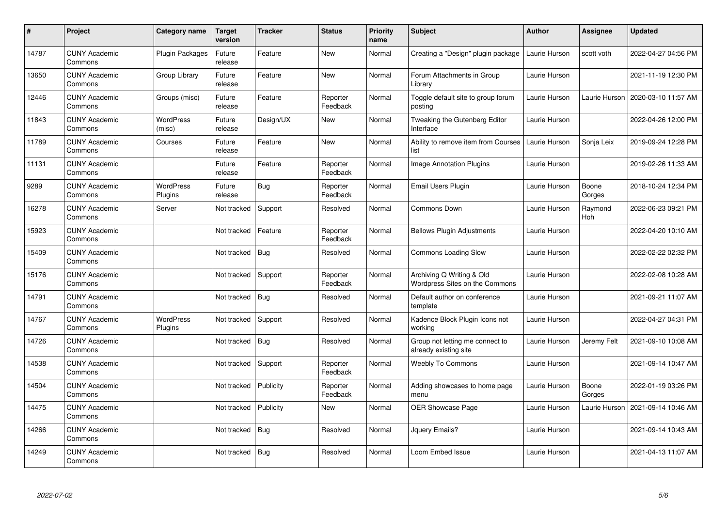| # | Project | Category name | Target version | Tracker | Status | Priority name | Subject | Author | Assignee | Updated |
|---|---|---|---|---|---|---|---|---|---|---|
| 14787 | CUNY Academic Commons | Plugin Packages | Future release | Feature | New | Normal | Creating a "Design" plugin package | Laurie Hurson | scott voth | 2022-04-27 04:56 PM |
| 13650 | CUNY Academic Commons | Group Library | Future release | Feature | New | Normal | Forum Attachments in Group Library | Laurie Hurson | | 2021-11-19 12:30 PM |
| 12446 | CUNY Academic Commons | Groups (misc) | Future release | Feature | Reporter Feedback | Normal | Toggle default site to group forum posting | Laurie Hurson | Laurie Hurson | 2020-03-10 11:57 AM |
| 11843 | CUNY Academic Commons | WordPress (misc) | Future release | Design/UX | New | Normal | Tweaking the Gutenberg Editor Interface | Laurie Hurson | | 2022-04-26 12:00 PM |
| 11789 | CUNY Academic Commons | Courses | Future release | Feature | New | Normal | Ability to remove item from Courses list | Laurie Hurson | Sonja Leix | 2019-09-24 12:28 PM |
| 11131 | CUNY Academic Commons | | Future release | Feature | Reporter Feedback | Normal | Image Annotation Plugins | Laurie Hurson | | 2019-02-26 11:33 AM |
| 9289 | CUNY Academic Commons | WordPress Plugins | Future release | Bug | Reporter Feedback | Normal | Email Users Plugin | Laurie Hurson | Boone Gorges | 2018-10-24 12:34 PM |
| 16278 | CUNY Academic Commons | Server | Not tracked | Support | Resolved | Normal | Commons Down | Laurie Hurson | Raymond Hoh | 2022-06-23 09:21 PM |
| 15923 | CUNY Academic Commons | | Not tracked | Feature | Reporter Feedback | Normal | Bellows Plugin Adjustments | Laurie Hurson | | 2022-04-20 10:10 AM |
| 15409 | CUNY Academic Commons | | Not tracked | Bug | Resolved | Normal | Commons Loading Slow | Laurie Hurson | | 2022-02-22 02:32 PM |
| 15176 | CUNY Academic Commons | | Not tracked | Support | Reporter Feedback | Normal | Archiving Q Writing & Old Wordpress Sites on the Commons | Laurie Hurson | | 2022-02-08 10:28 AM |
| 14791 | CUNY Academic Commons | | Not tracked | Bug | Resolved | Normal | Default author on conference template | Laurie Hurson | | 2021-09-21 11:07 AM |
| 14767 | CUNY Academic Commons | WordPress Plugins | Not tracked | Support | Resolved | Normal | Kadence Block Plugin Icons not working | Laurie Hurson | | 2022-04-27 04:31 PM |
| 14726 | CUNY Academic Commons | | Not tracked | Bug | Resolved | Normal | Group not letting me connect to already existing site | Laurie Hurson | Jeremy Felt | 2021-09-10 10:08 AM |
| 14538 | CUNY Academic Commons | | Not tracked | Support | Reporter Feedback | Normal | Weebly To Commons | Laurie Hurson | | 2021-09-14 10:47 AM |
| 14504 | CUNY Academic Commons | | Not tracked | Publicity | Reporter Feedback | Normal | Adding showcases to home page menu | Laurie Hurson | Boone Gorges | 2022-01-19 03:26 PM |
| 14475 | CUNY Academic Commons | | Not tracked | Publicity | New | Normal | OER Showcase Page | Laurie Hurson | Laurie Hurson | 2021-09-14 10:46 AM |
| 14266 | CUNY Academic Commons | | Not tracked | Bug | Resolved | Normal | Jquery Emails? | Laurie Hurson | | 2021-09-14 10:43 AM |
| 14249 | CUNY Academic Commons | | Not tracked | Bug | Resolved | Normal | Loom Embed Issue | Laurie Hurson | | 2021-04-13 11:07 AM |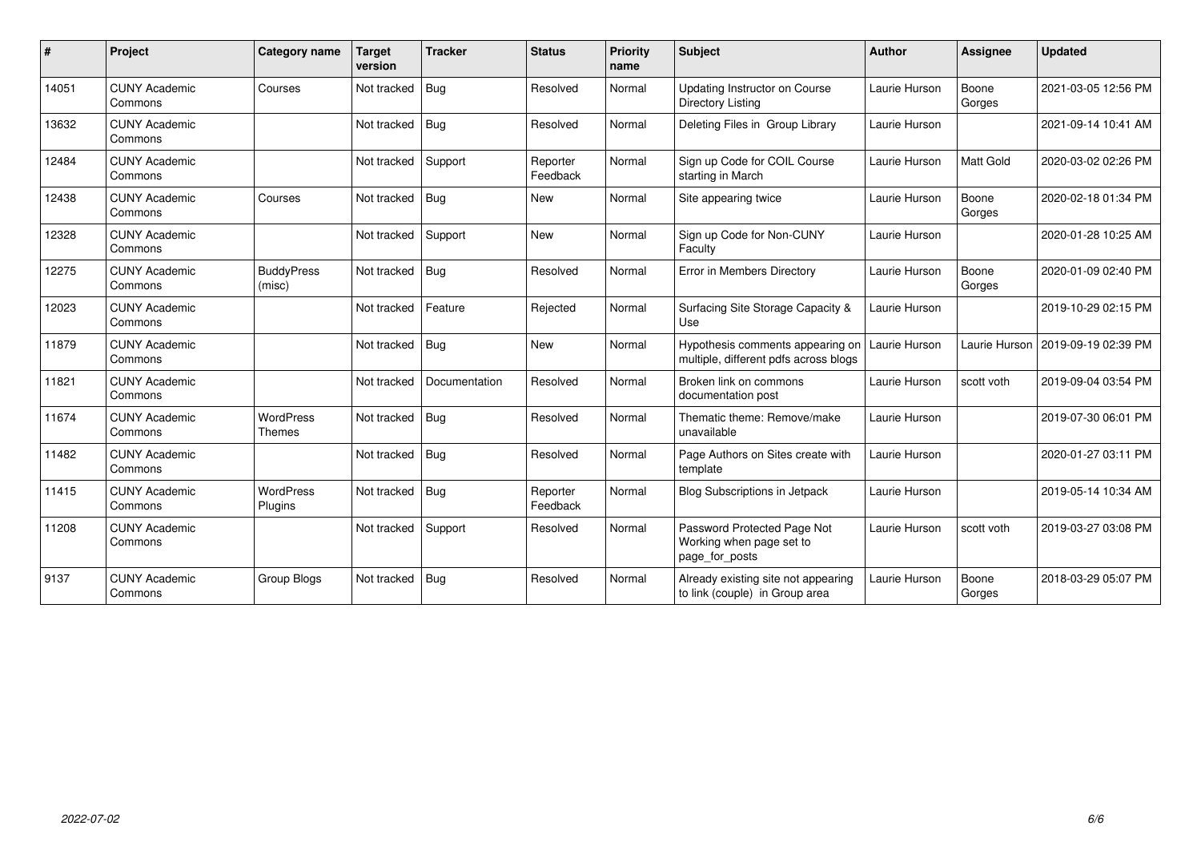| # | Project | Category name | Target version | Tracker | Status | Priority name | Subject | Author | Assignee | Updated |
|---|---|---|---|---|---|---|---|---|---|---|
| 14051 | CUNY Academic Commons | Courses | Not tracked | Bug | Resolved | Normal | Updating Instructor on Course Directory Listing | Laurie Hurson | Boone Gorges | 2021-03-05 12:56 PM |
| 13632 | CUNY Academic Commons | | Not tracked | Bug | Resolved | Normal | Deleting Files in Group Library | Laurie Hurson | | 2021-09-14 10:41 AM |
| 12484 | CUNY Academic Commons | | Not tracked | Support | Reporter Feedback | Normal | Sign up Code for COIL Course starting in March | Laurie Hurson | Matt Gold | 2020-03-02 02:26 PM |
| 12438 | CUNY Academic Commons | Courses | Not tracked | Bug | New | Normal | Site appearing twice | Laurie Hurson | Boone Gorges | 2020-02-18 01:34 PM |
| 12328 | CUNY Academic Commons | | Not tracked | Support | New | Normal | Sign up Code for Non-CUNY Faculty | Laurie Hurson | | 2020-01-28 10:25 AM |
| 12275 | CUNY Academic Commons | BuddyPress (misc) | Not tracked | Bug | Resolved | Normal | Error in Members Directory | Laurie Hurson | Boone Gorges | 2020-01-09 02:40 PM |
| 12023 | CUNY Academic Commons | | Not tracked | Feature | Rejected | Normal | Surfacing Site Storage Capacity & Use | Laurie Hurson | | 2019-10-29 02:15 PM |
| 11879 | CUNY Academic Commons | | Not tracked | Bug | New | Normal | Hypothesis comments appearing on multiple, different pdfs across blogs | Laurie Hurson | Laurie Hurson | 2019-09-19 02:39 PM |
| 11821 | CUNY Academic Commons | | Not tracked | Documentation | Resolved | Normal | Broken link on commons documentation post | Laurie Hurson | scott voth | 2019-09-04 03:54 PM |
| 11674 | CUNY Academic Commons | WordPress Themes | Not tracked | Bug | Resolved | Normal | Thematic theme: Remove/make unavailable | Laurie Hurson | | 2019-07-30 06:01 PM |
| 11482 | CUNY Academic Commons | | Not tracked | Bug | Resolved | Normal | Page Authors on Sites create with template | Laurie Hurson | | 2020-01-27 03:11 PM |
| 11415 | CUNY Academic Commons | WordPress Plugins | Not tracked | Bug | Reporter Feedback | Normal | Blog Subscriptions in Jetpack | Laurie Hurson | | 2019-05-14 10:34 AM |
| 11208 | CUNY Academic Commons | | Not tracked | Support | Resolved | Normal | Password Protected Page Not Working when page set to page_for_posts | Laurie Hurson | scott voth | 2019-03-27 03:08 PM |
| 9137 | CUNY Academic Commons | Group Blogs | Not tracked | Bug | Resolved | Normal | Already existing site not appearing to link (couple) in Group area | Laurie Hurson | Boone Gorges | 2018-03-29 05:07 PM |